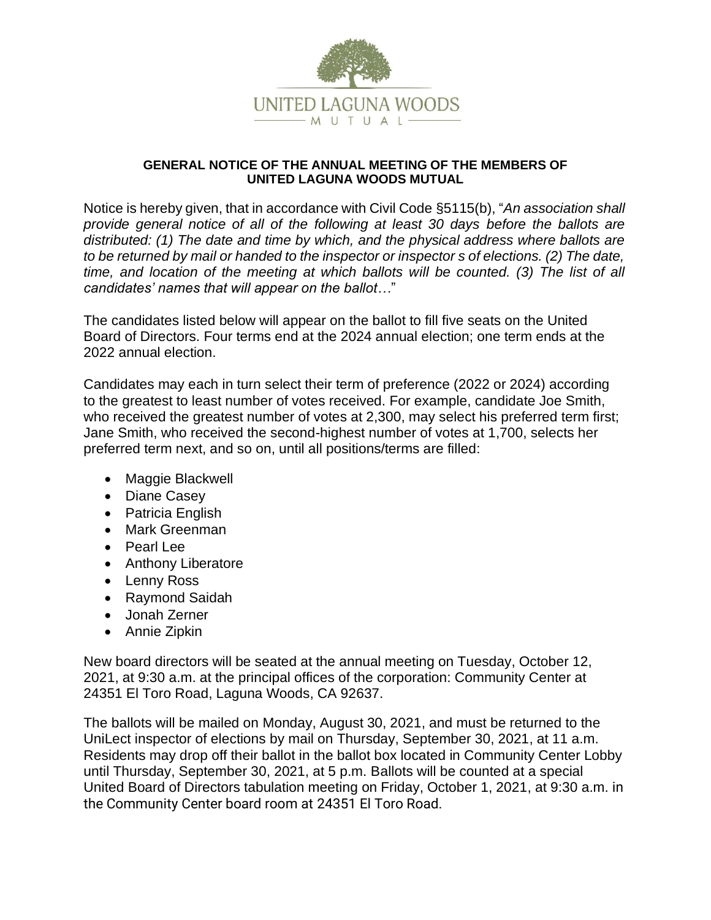UNITED LAGUNA WOODS
MUTUAL

**GENERAL NOTICE OF THE ANNUAL MEETING OF THE MEMBERS OF UNITED LAGUNA WOODS MUTUAL**

Notice is hereby given, that in accordance with Civil Code §5115(b), "*An association shall provide general notice of all of the following at least 30 days before the ballots are distributed: (1) The date and time by which, and the physical address where ballots are to be returned by mail or handed to the inspector or inspector s of elections. (2) The date, time, and location of the meeting at which ballots will be counted. (3) The list of all candidates' names that will appear on the ballot…*"

The candidates listed below will appear on the ballot to fill five seats on the United Board of Directors. Four terms end at the 2024 annual election; one term ends at the 2022 annual election.

Candidates may each in turn select their term of preference (2022 or 2024) according to the greatest to least number of votes received. For example, candidate Joe Smith, who received the greatest number of votes at 2,300, may select his preferred term first; Jane Smith, who received the second-highest number of votes at 1,700, selects her preferred term next, and so on, until all positions/terms are filled:

- Maggie Blackwell
- Diane Casey
- Patricia English
- Mark Greenman
- Pearl Lee
- Anthony Liberatore
- Lenny Ross
- Raymond Saidah
- Jonah Zerner
- Annie Zipkin

New board directors will be seated at the annual meeting on Tuesday, October 12, 2021, at 9:30 a.m. at the principal offices of the corporation: Community Center at 24351 El Toro Road, Laguna Woods, CA 92637.

The ballots will be mailed on Monday, August 30, 2021, and must be returned to the UniLect inspector of elections by mail on Thursday, September 30, 2021, at 11 a.m. Residents may drop off their ballot in the ballot box located in Community Center Lobby until Thursday, September 30, 2021, at 5 p.m. Ballots will be counted at a special United Board of Directors tabulation meeting on Friday, October 1, 2021, at 9:30 a.m. in the Community Center board room at 24351 El Toro Road.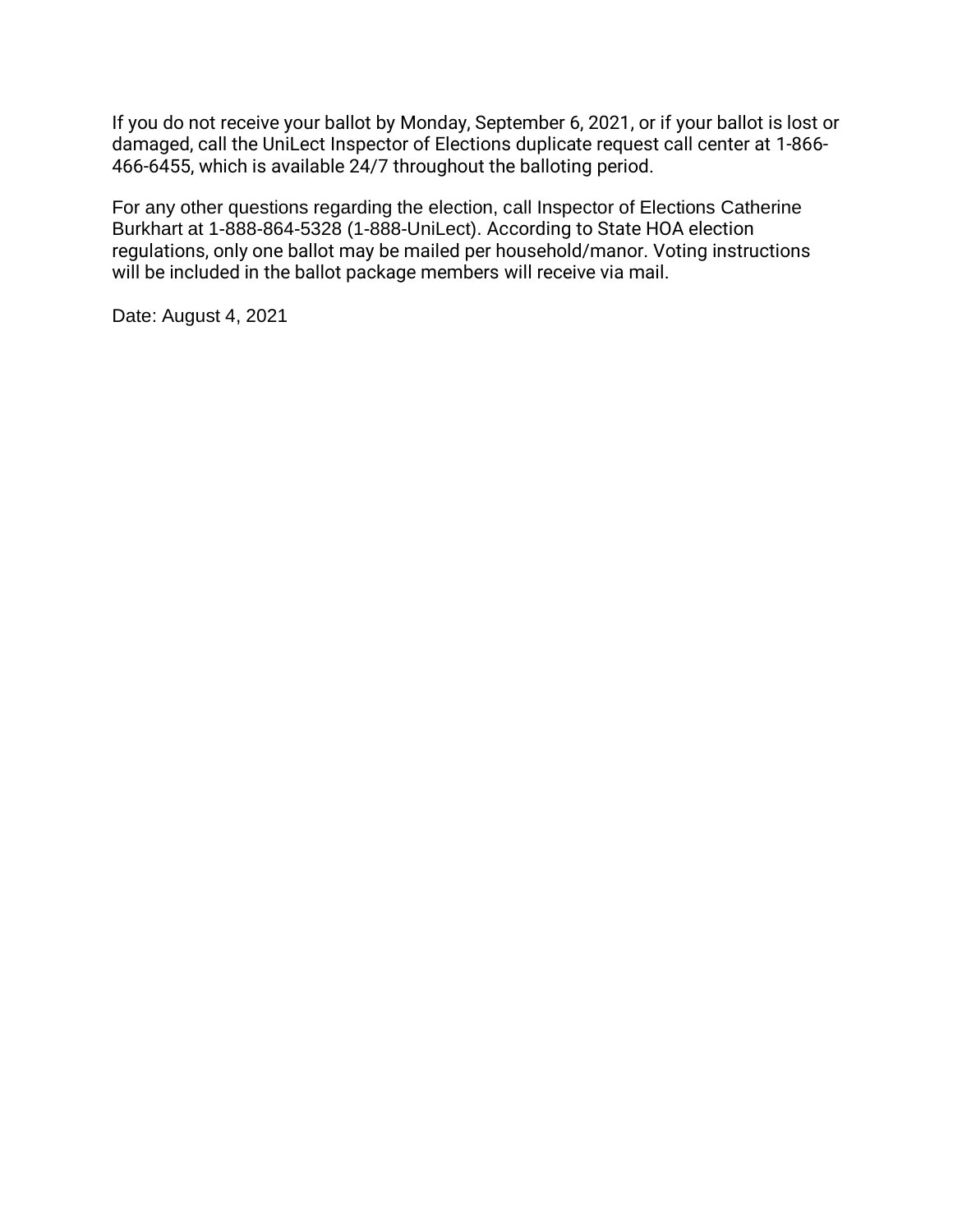If you do not receive your ballot by Monday, September 6, 2021, or if your ballot is lost or damaged, call the UniLect Inspector of Elections duplicate request call center at 1-866-466-6455, which is available 24/7 throughout the balloting period.

For any other questions regarding the election, call Inspector of Elections Catherine Burkhart at 1-888-864-5328 (1-888-UniLect). According to State HOA election regulations, only one ballot may be mailed per household/manor. Voting instructions will be included in the ballot package members will receive via mail.

Date: August 4, 2021